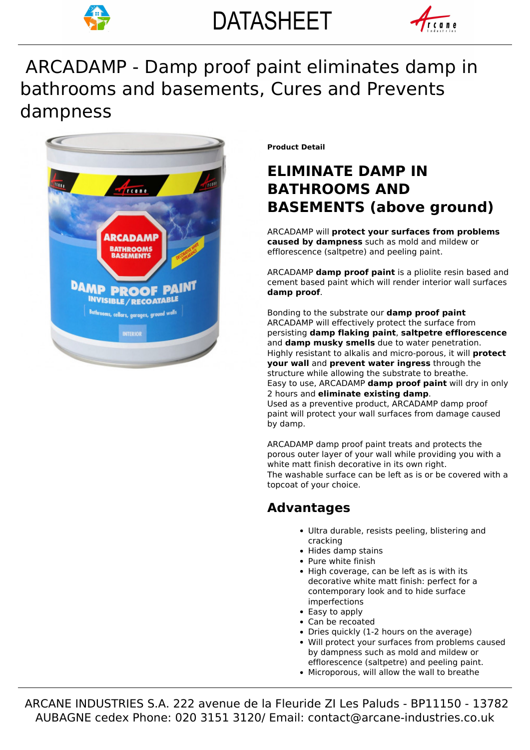# DATASHEET

# ARCADAMP - Damp proof paint eliminates damp in bathrooms and basements, Cures and Prevents dampness

**Product Detail**

## ELIMINATE DAMP IN BATHROOMS AND BASEMENTS (above ground)

ARCADAMP will **protect your surfaces from problems caused by dampness** such as mold and mildew or efflorescence (saltpetre) and peeling paint.

ARCADAMP **damp proof paint** is a pliolite resin based and cement based paint which will render interior wall surfaces **damp proof**.

Bonding to the substrate our **damp proof paint** ARCADAMP will effectively protect the surface from persisting **damp flaking paint**, **saltpetre efflorescence** and **damp musky smells** due to water penetration.
Highly resistant to alkalis and micro-porous, it will **protect your wall** and **prevent water ingress** through the structure while allowing the substrate to breathe.
Easy to use, ARCADAMP **damp proof paint** will dry in only 2 hours and **eliminate existing damp**.
Used as a preventive product, ARCADAMP damp proof paint will protect your wall surfaces from damage caused by damp.

ARCADAMP damp proof paint treats and protects the porous outer layer of your wall while providing you with a white matt finish decorative in its own right.
The washable surface can be left as is or be covered with a topcoat of your choice.

## Advantages

- Ultra durable, resists peeling, blistering and cracking
- Hides damp stains
- Pure white finish
- High coverage, can be left as is with its decorative white matt finish: perfect for a contemporary look and to hide surface imperfections
- Easy to apply
- Can be recoated
- Dries quickly (1-2 hours on the average)
- Will protect your surfaces from problems caused by dampness such as mold and mildew or efflorescence (saltpetre) and peeling paint.
- Microporous, will allow the wall to breathe

ARCANE INDUSTRIES S.A. 222 avenue de la Fleuride ZI Les Paluds - BP11150 - 13782 AUBAGNE cedex Phone: 020 3151 3120/ Email: contact@arcane-industries.co.uk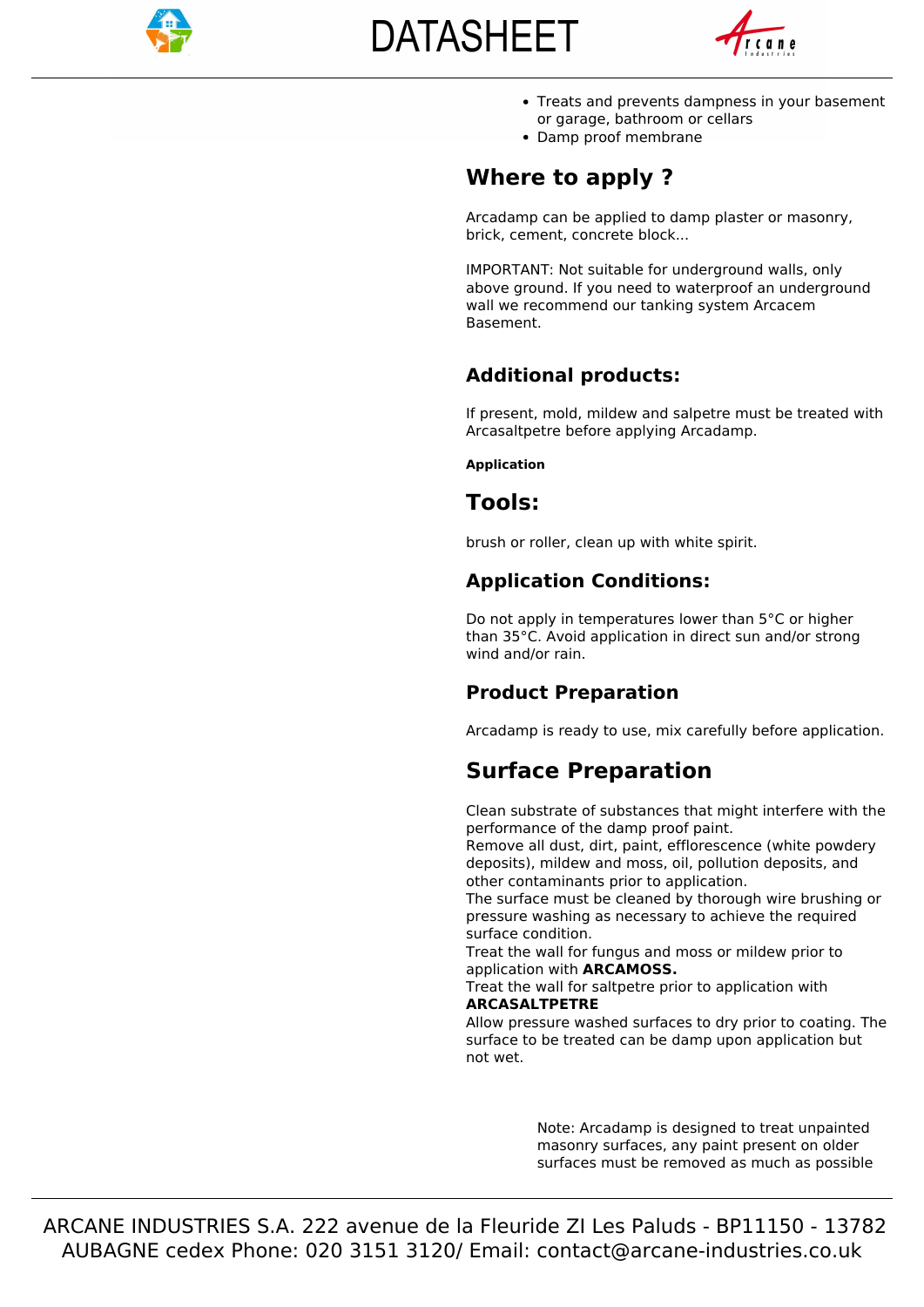- Treats and prevents dampness in your basement or garage, bathroom or cellars
- Damp proof membrane

## Where to apply ?

Arcadamp can be applied to damp plaster or masonry, brick, cement, concrete block...

IMPORTANT: Not suitable for underground walls, only above ground. If you need to waterproof an underground wall we recommend our tanking system Arcacem Basement.

### Additional products:

If present, mold, mildew and salpetre must be treated with Arcasaltpetre before applying Arcadamp.

**Application**

## Tools:

brush or roller, clean up with white spirit.

### Application Conditions:

Do not apply in temperatures lower than 5°C or higher than 35°C. Avoid application in direct sun and/or strong wind and/or rain.

### Product Preparation

Arcadamp is ready to use, mix carefully before application.

## Surface Preparation

Clean substrate of substances that might interfere with the performance of the damp proof paint.
Remove all dust, dirt, paint, efflorescence (white powdery deposits), mildew and moss, oil, pollution deposits, and other contaminants prior to application.
The surface must be cleaned by thorough wire brushing or pressure washing as necessary to achieve the required surface condition.
Treat the wall for fungus and moss or mildew prior to application with **ARCAMOSS.**
Treat the wall for saltpetre prior to application with **ARCASALTPETRE**
Allow pressure washed surfaces to dry prior to coating. The surface to be treated can be damp upon application but not wet.

Note: Arcadamp is designed to treat unpainted masonry surfaces, any paint present on older surfaces must be removed as much as possible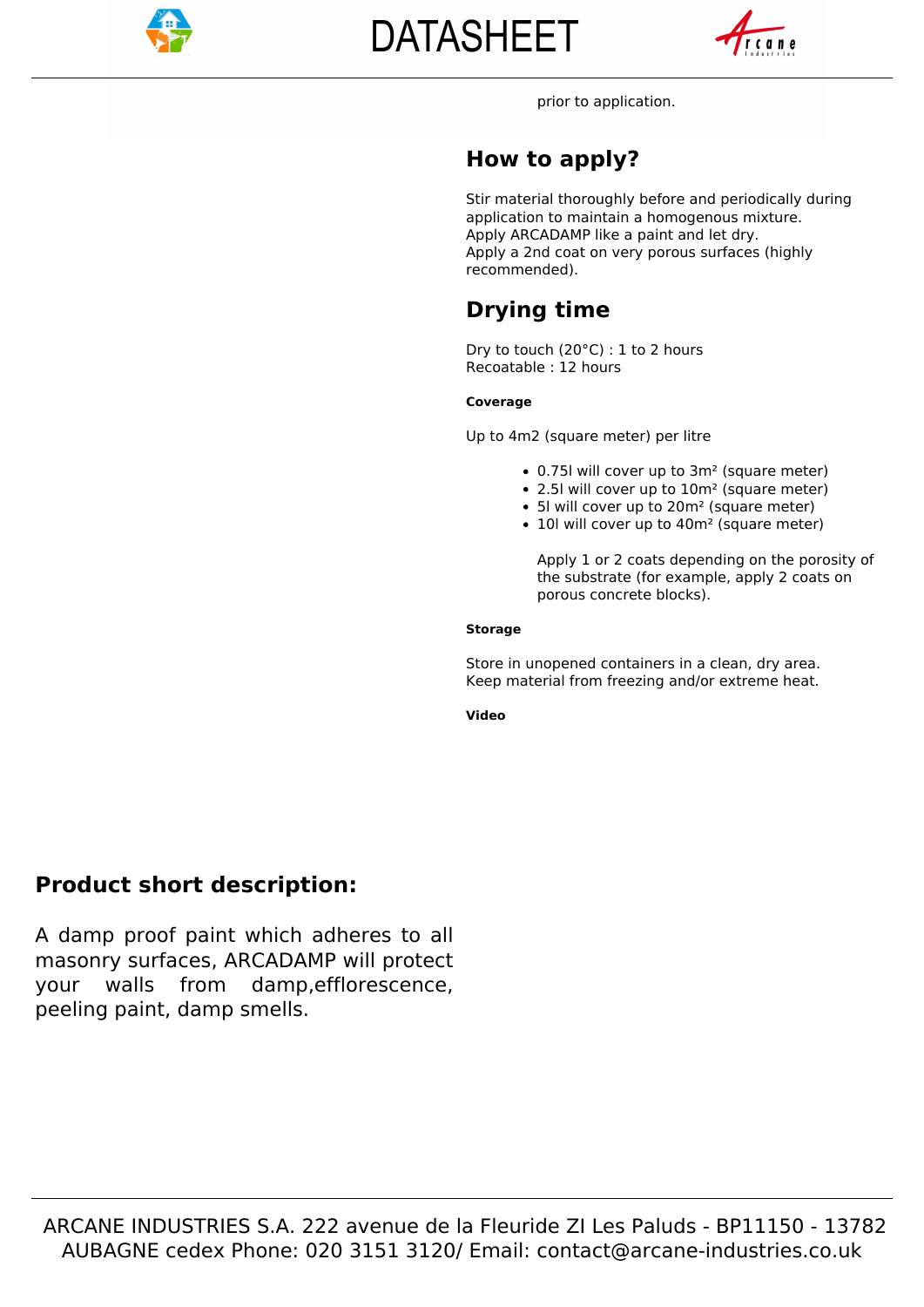prior to application.

## How to apply?

Stir material thoroughly before and periodically during application to maintain a homogenous mixture.
Apply ARCADAMP like a paint and let dry.
Apply a 2nd coat on very porous surfaces (highly recommended).

## Drying time

Dry to touch (20°C) : 1 to 2 hours
Recoatable : 12 hours

**Coverage**

Up to 4m2 (square meter) per litre

- 0.75l will cover up to 3m² (square meter)
- 2.5l will cover up to 10m² (square meter)
- 5l will cover up to 20m² (square meter)
- 10l will cover up to 40m² (square meter)

Apply 1 or 2 coats depending on the porosity of the substrate (for example, apply 2 coats on porous concrete blocks).

**Storage**

Store in unopened containers in a clean, dry area.
Keep material from freezing and/or extreme heat.

**Video**

## Product short description:

A damp proof paint which adheres to all masonry surfaces, ARCADAMP will protect your walls from damp,efflorescence, peeling paint, damp smells.